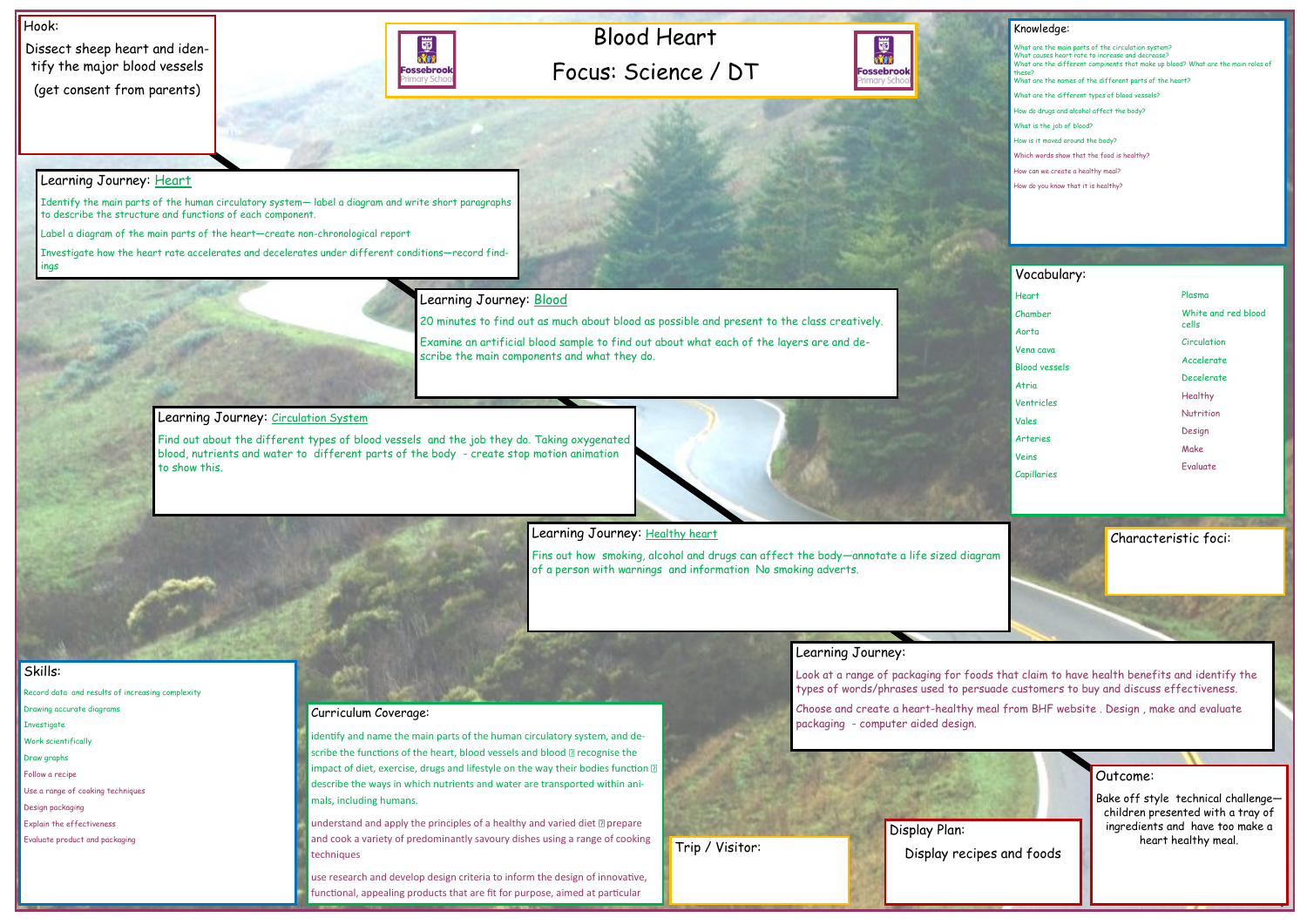# Blood Heart

## Focus: Science / DT

## Hook:

Dissect sheep heart and identify the major blood vessels

(get consent from parents)

## Knowledge:

What are the main parts of the circulation system?
What causes heart rate to increase and decrease?
What are the different compinents that make up blood? What are the main roles of these?
What are the names of the different parts of the heart?

What are the different types of blood vessels?

How do drugs and alcohol affect the body?

What is the job of blood?

How is it moved around the body?

Which words show that the food is healthy?

How can we create a healthy meal?

How do you know that it is healthy?

## Learning Journey: Heart

Identify the main parts of the human circulatory system— label a diagram and write short paragraphs to describe the structure and functions of each component.

Label a diagram of the main parts of the heart—create non-chronological report

Investigate how the heart rate accelerates and decelerates under different conditions—record findings

## Learning Journey: Blood

20 minutes to find out as much about blood as possible and present to the class creatively.

Examine an artificial blood sample to find out about what each of the layers are and describe the main components and what they do.

## Learning Journey: Circulation System

Find out about the different types of blood vessels and the job they do. Taking oxygenated blood, nutrients and water to different parts of the body - create stop motion animation to show this.

## Learning Journey: Healthy heart

Fins out how smoking, alcohol and drugs can affect the body—annotate a life sized diagram of a person with warnings and information No smoking adverts.

## Learning Journey:

Look at a range of packaging for foods that claim to have health benefits and identify the types of words/phrases used to persuade customers to buy and discuss effectiveness.

Choose and create a heart-healthy meal from BHF website . Design , make and evaluate packaging - computer aided design.

## Vocabulary:

- Heart
- Chamber
- Aorta
- Vena cava
- Blood vessels
- Atria
- Ventricles
- Vales
- Arteries
- Veins
- Capillaries
- Plasma
- White and red blood cells
- Circulation
- Accelerate
- Decelerate
- Healthy
- Nutrition
- Design
- Make
- Evaluate

## Characteristic foci:

## Skills:

- Record data and results of increasing complexity
- Drawing accurate diagrams
- Investigate
- Work scientifically
- Draw graphs
- Follow a recipe
- Use a range of cooking techniques
- Design packaging
- Explain the effectiveness
- Evaluate product and packaging

## Curriculum Coverage:

identify and name the main parts of the human circulatory system, and describe the functions of the heart, blood vessels and blood  recognise the impact of diet, exercise, drugs and lifestyle on the way their bodies function  describe the ways in which nutrients and water are transported within animals, including humans.

understand and apply the principles of a healthy and varied diet  prepare and cook a variety of predominantly savoury dishes using a range of cooking techniques

use research and develop design criteria to inform the design of innovative, functional, appealing products that are fit for purpose, aimed at particular

## Trip / Visitor:

## Display Plan:

Display recipes and foods

## Outcome:

Bake off style technical challenge—children presented with a tray of ingredients and have too make a heart healthy meal.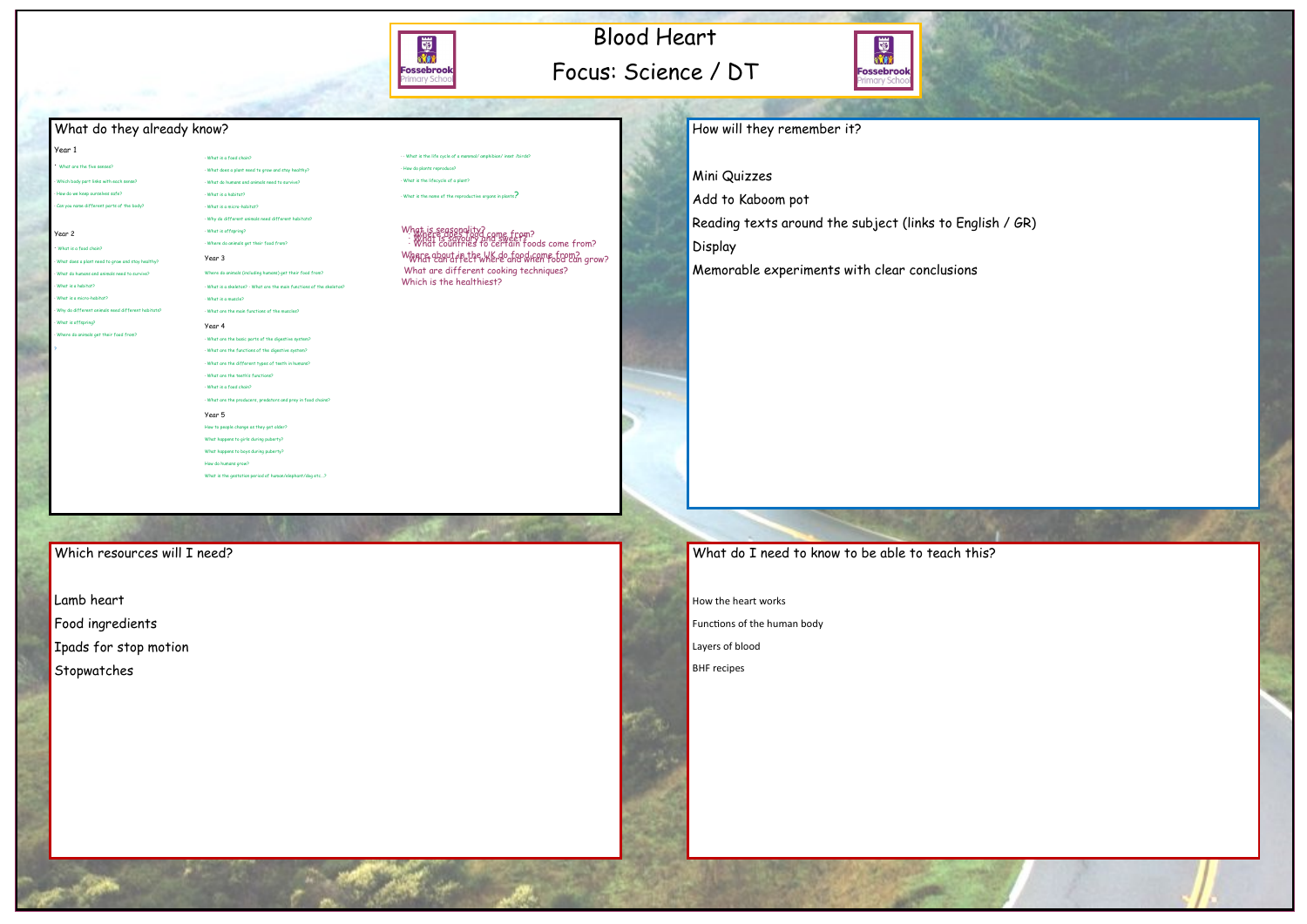# Blood Heart

## Focus: Science / DT

### What do they already know?

**Year 1**

- What are the five senses?
- Which body part links with each sense?
- How do we keep ourselves safe?
- Can you name different parts of the body?

**Year 2**

- What is a food chain?
- What does a plant need to grow and stay healthy?
- What do humans and animals need to survive?
- What is a habitat?
- What is a micro-habitat?
- Why do different animals need different habitats?
- What is offspring?
- Where do animals get their food from?

?

- What is a food chain?
- What does a plant need to grow and stay healthy?
- What do humans and animals need to survive?
- What is a habitat?
- What is a micro-habitat?
- Why do different animals need different habitats?
- What is offspring?
- Where do animals get their food from?

**Year 3**

- Where do animals (including humans) get their food from?
- What is a skeleton? - What are the main functions of the skeleton?
- What is a muscle?
- What are the main functions of the muscles?

**Year 4**

- What are the basic parts of the digestive system?
- What are the functions of the digestive system?
- What are the different types of teeth in humans?
- What are the teeth's functions?
- What is a food chain?
- What are the producers, predators and prey in food chains?

**Year 5**

- How to people change as they get older?
- What happens to girls during puberty?
- What happens to boys during puberty?
- How do humans grow?
- What is the gestation period of human/elephant/dog etc. ?

- What is the life cycle of a mammal/ amphibian/ insect /birds?
- How do plants reproduce?
- What is the lifecycle of a plant?
- What is the name of the reproductive organs in plants?

- What is seasonality?
- Where does food come from?
- What is savoury and sweet?
- What countries to certain foods come from?
- Where about in the UK do food come from?
- What can affect where and when food can grow?
- What are different cooking techniques?
- Which is the healthiest?

### How will they remember it?

- Mini Quizzes
- Add to Kaboom pot
- Reading texts around the subject (links to English / GR)
- Display
- Memorable experiments with clear conclusions

### Which resources will I need?

- Lamb heart
- Food ingredients
- Ipads for stop motion
- Stopwatches

### What do I need to know to be able to teach this?

- How the heart works
- Functions of the human body
- Layers of blood
- BHF recipes